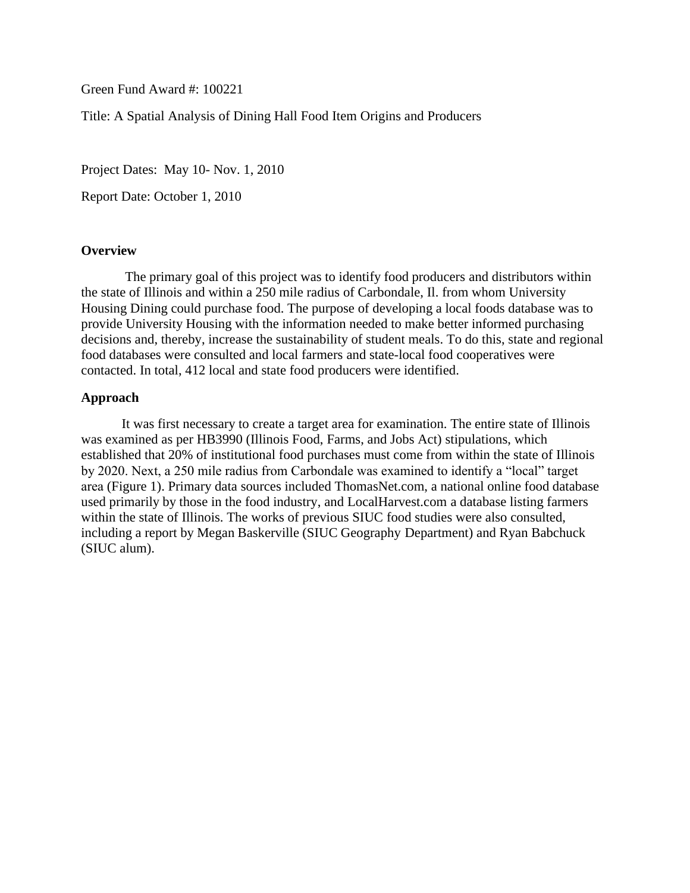Green Fund Award #: 100221

Title: A Spatial Analysis of Dining Hall Food Item Origins and Producers

Project Dates: May 10- Nov. 1, 2010

Report Date: October 1, 2010

**Overview**

The primary goal of this project was to identify food producers and distributors within the state of Illinois and within a 250 mile radius of Carbondale, Il. from whom University Housing Dining could purchase food. The purpose of developing a local foods database was to provide University Housing with the information needed to make better informed purchasing decisions and, thereby, increase the sustainability of student meals. To do this, state and regional food databases were consulted and local farmers and state-local food cooperatives were contacted. In total, 412 local and state food producers were identified.

**Approach**

It was first necessary to create a target area for examination. The entire state of Illinois was examined as per HB3990 (Illinois Food, Farms, and Jobs Act) stipulations, which established that 20% of institutional food purchases must come from within the state of Illinois by 2020. Next, a 250 mile radius from Carbondale was examined to identify a "local" target area (Figure 1). Primary data sources included ThomasNet.com, a national online food database used primarily by those in the food industry, and LocalHarvest.com a database listing farmers within the state of Illinois. The works of previous SIUC food studies were also consulted, including a report by Megan Baskerville (SIUC Geography Department) and Ryan Babchuck (SIUC alum).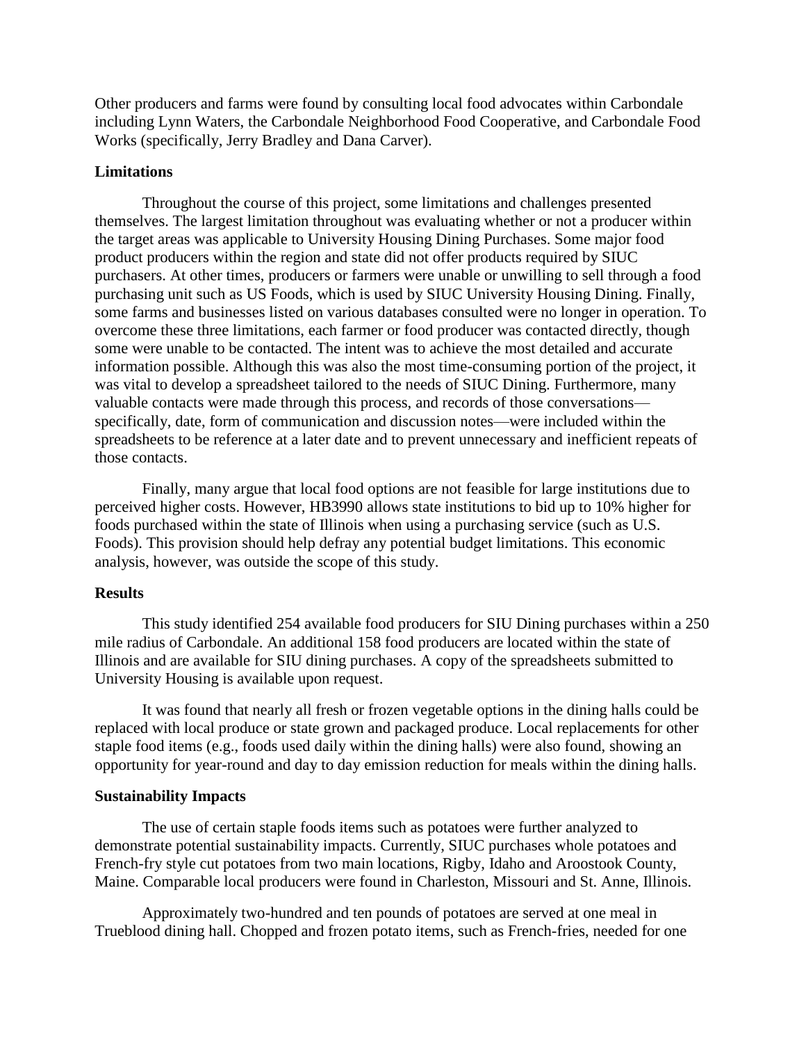Other producers and farms were found by consulting local food advocates within Carbondale including Lynn Waters, the Carbondale Neighborhood Food Cooperative, and Carbondale Food Works (specifically, Jerry Bradley and Dana Carver).

### Limitations

Throughout the course of this project, some limitations and challenges presented themselves. The largest limitation throughout was evaluating whether or not a producer within the target areas was applicable to University Housing Dining Purchases. Some major food product producers within the region and state did not offer products required by SIUC purchasers. At other times, producers or farmers were unable or unwilling to sell through a food purchasing unit such as US Foods, which is used by SIUC University Housing Dining. Finally, some farms and businesses listed on various databases consulted were no longer in operation. To overcome these three limitations, each farmer or food producer was contacted directly, though some were unable to be contacted. The intent was to achieve the most detailed and accurate information possible. Although this was also the most time-consuming portion of the project, it was vital to develop a spreadsheet tailored to the needs of SIUC Dining. Furthermore, many valuable contacts were made through this process, and records of those conversations—specifically, date, form of communication and discussion notes—were included within the spreadsheets to be reference at a later date and to prevent unnecessary and inefficient repeats of those contacts.

Finally, many argue that local food options are not feasible for large institutions due to perceived higher costs. However, HB3990 allows state institutions to bid up to 10% higher for foods purchased within the state of Illinois when using a purchasing service (such as U.S. Foods). This provision should help defray any potential budget limitations. This economic analysis, however, was outside the scope of this study.

### Results

This study identified 254 available food producers for SIU Dining purchases within a 250 mile radius of Carbondale. An additional 158 food producers are located within the state of Illinois and are available for SIU dining purchases. A copy of the spreadsheets submitted to University Housing is available upon request.

It was found that nearly all fresh or frozen vegetable options in the dining halls could be replaced with local produce or state grown and packaged produce. Local replacements for other staple food items (e.g., foods used daily within the dining halls) were also found, showing an opportunity for year-round and day to day emission reduction for meals within the dining halls.

### Sustainability Impacts

The use of certain staple foods items such as potatoes were further analyzed to demonstrate potential sustainability impacts. Currently, SIUC purchases whole potatoes and French-fry style cut potatoes from two main locations, Rigby, Idaho and Aroostook County, Maine. Comparable local producers were found in Charleston, Missouri and St. Anne, Illinois.

Approximately two-hundred and ten pounds of potatoes are served at one meal in Trueblood dining hall. Chopped and frozen potato items, such as French-fries, needed for one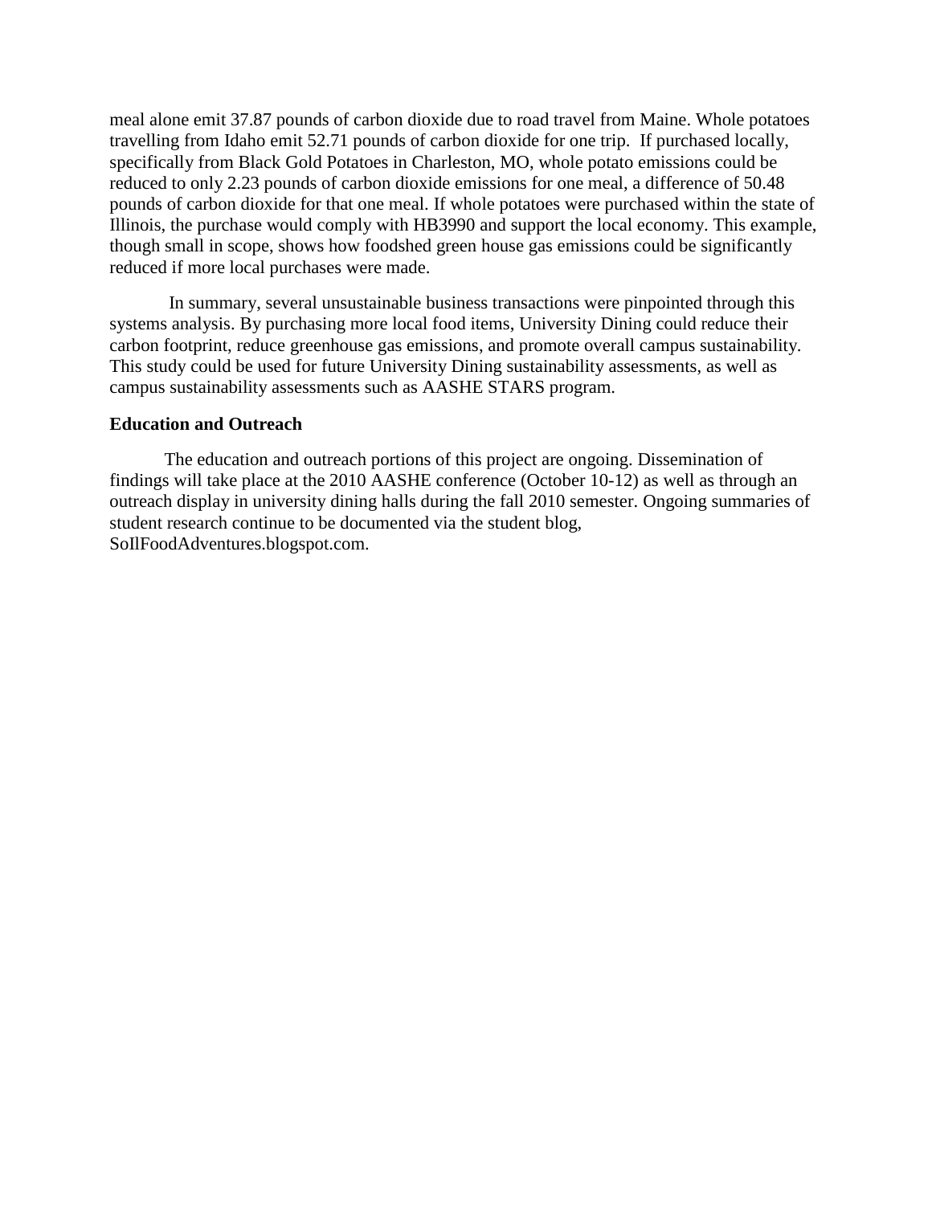meal alone emit 37.87 pounds of carbon dioxide due to road travel from Maine. Whole potatoes travelling from Idaho emit 52.71 pounds of carbon dioxide for one trip. If purchased locally, specifically from Black Gold Potatoes in Charleston, MO, whole potato emissions could be reduced to only 2.23 pounds of carbon dioxide emissions for one meal, a difference of 50.48 pounds of carbon dioxide for that one meal. If whole potatoes were purchased within the state of Illinois, the purchase would comply with HB3990 and support the local economy. This example, though small in scope, shows how foodshed green house gas emissions could be significantly reduced if more local purchases were made.

In summary, several unsustainable business transactions were pinpointed through this systems analysis. By purchasing more local food items, University Dining could reduce their carbon footprint, reduce greenhouse gas emissions, and promote overall campus sustainability. This study could be used for future University Dining sustainability assessments, as well as campus sustainability assessments such as AASHE STARS program.

**Education and Outreach**

The education and outreach portions of this project are ongoing. Dissemination of findings will take place at the 2010 AASHE conference (October 10-12) as well as through an outreach display in university dining halls during the fall 2010 semester. Ongoing summaries of student research continue to be documented via the student blog, SoIlFoodAdventures.blogspot.com.